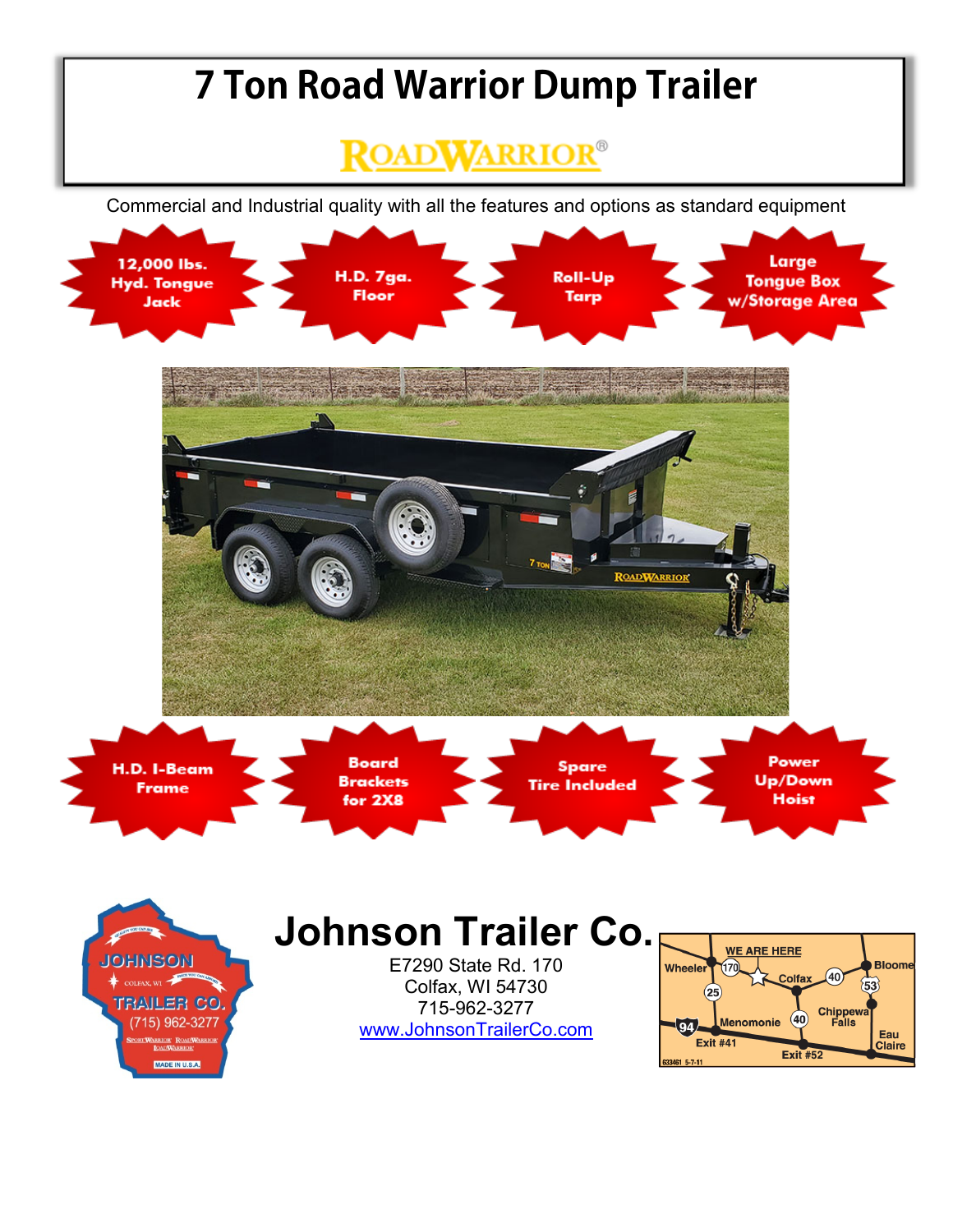# 7 Ton Road Warrior Dump Trailer

ROADWARRIOR®

Commercial and Industrial quality with all the features and options as standard equipment

- 12,000 lbs. Hyd. Tongue Jack
- H.D. 7ga. Floor
- Roll-Up Tarp
- Large Tongue Box w/Storage Area
- H.D. I-Beam Frame
- Board Brackets for 2X8
- Spare Tire Included
- Power Up/Down Hoist

## Johnson Trailer Co.

E7290 State Rd. 170
Colfax, WI 54730
715-962-3277
www.JohnsonTrailerCo.com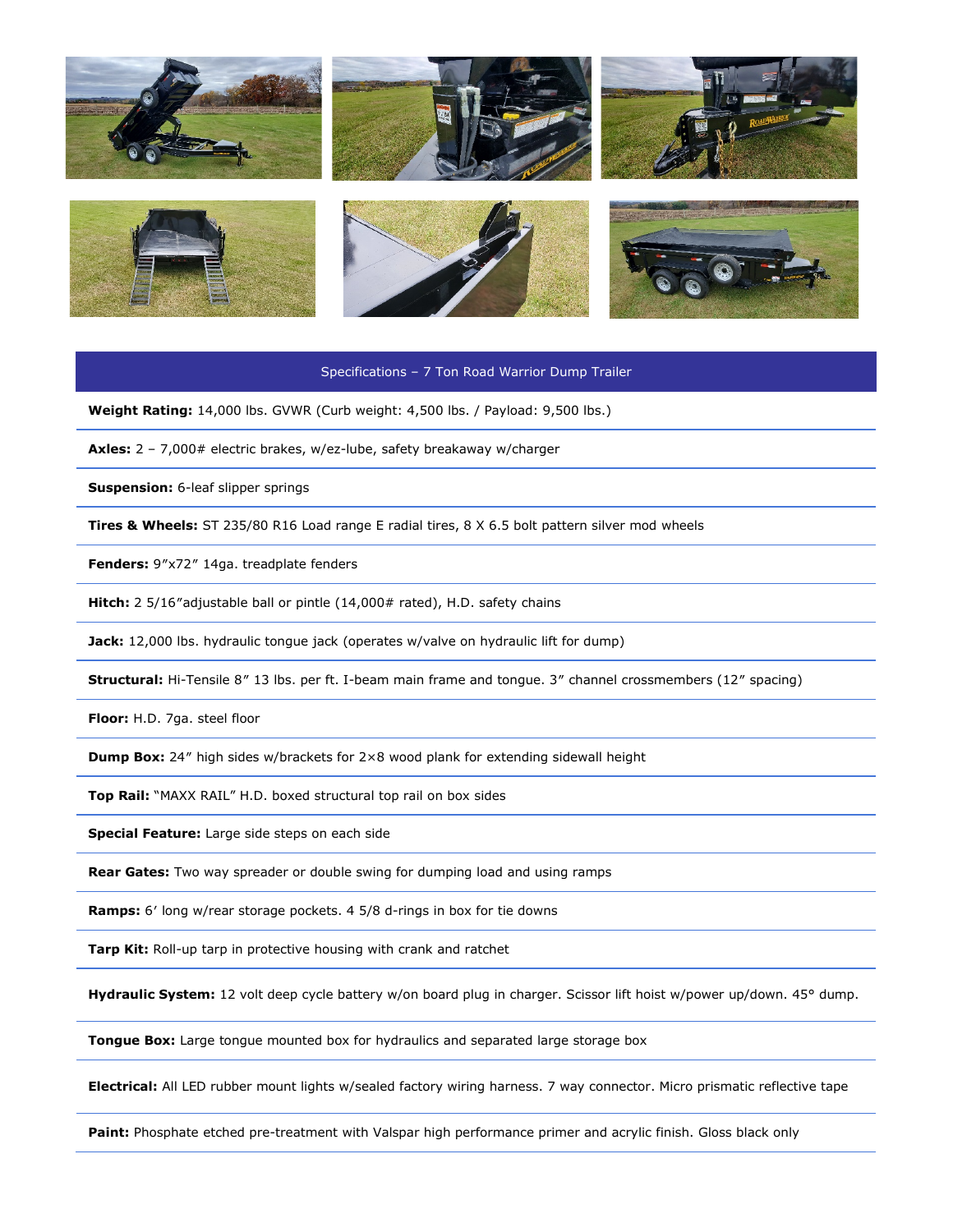## Specifications – 7 Ton Road Warrior Dump Trailer

**Weight Rating:** 14,000 lbs. GVWR (Curb weight: 4,500 lbs. / Payload: 9,500 lbs.)

**Axles:** 2 – 7,000# electric brakes, w/ez-lube, safety breakaway w/charger

**Suspension:** 6-leaf slipper springs

**Tires & Wheels:** ST 235/80 R16 Load range E radial tires, 8 X 6.5 bolt pattern silver mod wheels

**Fenders:** 9″x72″ 14ga. treadplate fenders

**Hitch:** 2 5/16″adjustable ball or pintle (14,000# rated), H.D. safety chains

**Jack:** 12,000 lbs. hydraulic tongue jack (operates w/valve on hydraulic lift for dump)

**Structural:** Hi-Tensile 8″ 13 lbs. per ft. I-beam main frame and tongue. 3″ channel crossmembers (12″ spacing)

**Floor:** H.D. 7ga. steel floor

**Dump Box:** 24″ high sides w/brackets for 2×8 wood plank for extending sidewall height

**Top Rail:** "MAXX RAIL" H.D. boxed structural top rail on box sides

**Special Feature:** Large side steps on each side

**Rear Gates:** Two way spreader or double swing for dumping load and using ramps

**Ramps:** 6′ long w/rear storage pockets. 4 5/8 d-rings in box for tie downs

**Tarp Kit:** Roll-up tarp in protective housing with crank and ratchet

**Hydraulic System:** 12 volt deep cycle battery w/on board plug in charger. Scissor lift hoist w/power up/down. 45° dump.

**Tongue Box:** Large tongue mounted box for hydraulics and separated large storage box

**Electrical:** All LED rubber mount lights w/sealed factory wiring harness. 7 way connector. Micro prismatic reflective tape

**Paint:** Phosphate etched pre-treatment with Valspar high performance primer and acrylic finish. Gloss black only